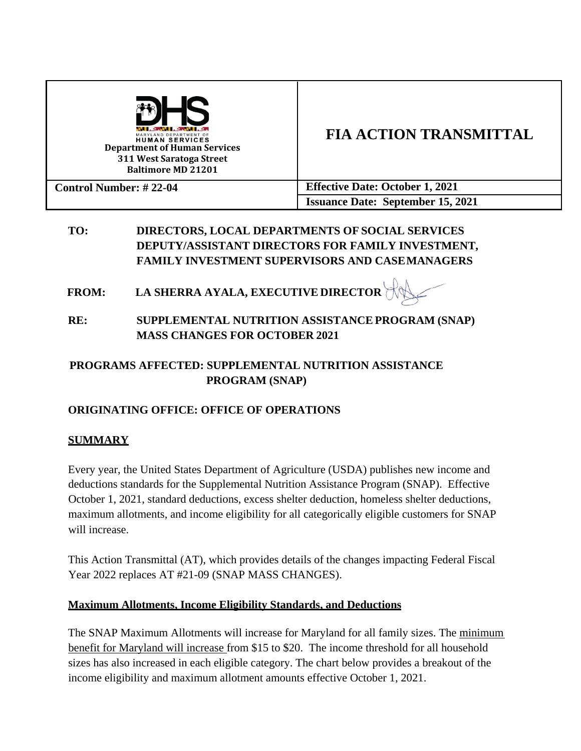MARYLAND DEPARTMENT OF HUMAN SERVICES
**Department of Human Services**
**311 West Saratoga Street**
**Baltimore MD 21201**

# FIA ACTION TRANSMITTAL

| **Control Number: # 22-04** | **Effective Date: October 1, 2021** |
| --- | --- |
| | **Issuance Date: September 15, 2021** |

**TO:** DIRECTORS, LOCAL DEPARTMENTS OF SOCIAL SERVICES
DEPUTY/ASSISTANT DIRECTORS FOR FAMILY INVESTMENT,
FAMILY INVESTMENT SUPERVISORS AND CASE MANAGERS

**FROM:** LA SHERRA AYALA, EXECUTIVE DIRECTOR

**RE:** SUPPLEMENTAL NUTRITION ASSISTANCE PROGRAM (SNAP)
MASS CHANGES FOR OCTOBER 2021

**PROGRAMS AFFECTED:** SUPPLEMENTAL NUTRITION ASSISTANCE PROGRAM (SNAP)

**ORIGINATING OFFICE:** OFFICE OF OPERATIONS

## SUMMARY

Every year, the United States Department of Agriculture (USDA) publishes new income and deductions standards for the Supplemental Nutrition Assistance Program (SNAP). Effective October 1, 2021, standard deductions, excess shelter deduction, homeless shelter deductions, maximum allotments, and income eligibility for all categorically eligible customers for SNAP will increase.

This Action Transmittal (AT), which provides details of the changes impacting Federal Fiscal Year 2022 replaces AT #21-09 (SNAP MASS CHANGES).

## Maximum Allotments, Income Eligibility Standards, and Deductions

The SNAP Maximum Allotments will increase for Maryland for all family sizes. The minimum benefit for Maryland will increase from $15 to $20. The income threshold for all household sizes has also increased in each eligible category. The chart below provides a breakout of the income eligibility and maximum allotment amounts effective October 1, 2021.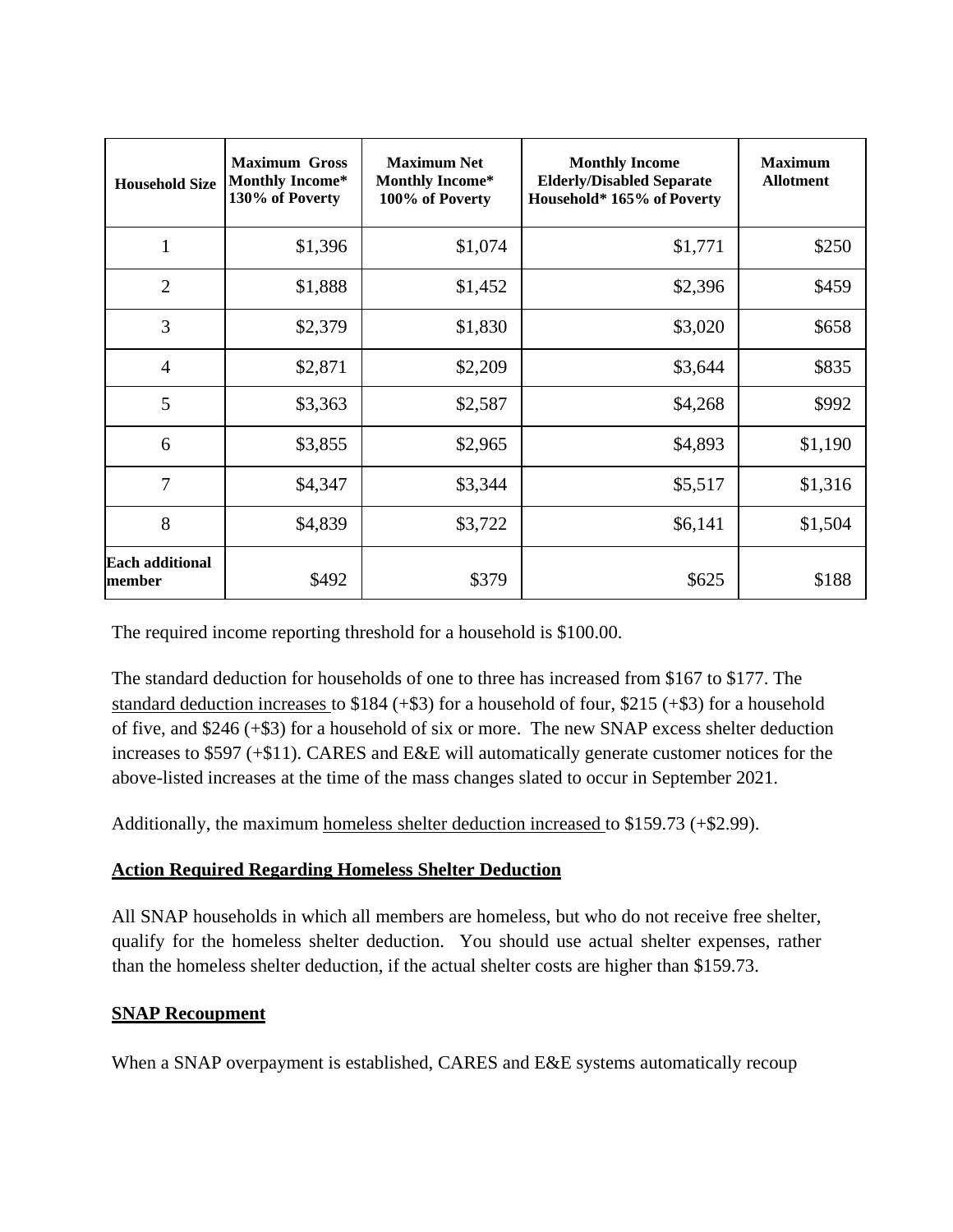| Household Size | Maximum Gross Monthly Income* 130% of Poverty | Maximum Net Monthly Income* 100% of Poverty | Monthly Income Elderly/Disabled Separate Household* 165% of Poverty | Maximum Allotment |
|---|---|---|---|---|
| 1 | $1,396 | $1,074 | $1,771 | $250 |
| 2 | $1,888 | $1,452 | $2,396 | $459 |
| 3 | $2,379 | $1,830 | $3,020 | $658 |
| 4 | $2,871 | $2,209 | $3,644 | $835 |
| 5 | $3,363 | $2,587 | $4,268 | $992 |
| 6 | $3,855 | $2,965 | $4,893 | $1,190 |
| 7 | $4,347 | $3,344 | $5,517 | $1,316 |
| 8 | $4,839 | $3,722 | $6,141 | $1,504 |
| **Each additional member** | $492 | $379 | $625 | $188 |

The required income reporting threshold for a household is $100.00.

The standard deduction for households of one to three has increased from $167 to $177. The standard deduction increases to $184 (+$3) for a household of four, $215 (+$3) for a household of five, and $246 (+$3) for a household of six or more. The new SNAP excess shelter deduction increases to $597 (+$11). CARES and E&E will automatically generate customer notices for the above-listed increases at the time of the mass changes slated to occur in September 2021.

Additionally, the maximum homeless shelter deduction increased to $159.73 (+$2.99).

**Action Required Regarding Homeless Shelter Deduction**

All SNAP households in which all members are homeless, but who do not receive free shelter, qualify for the homeless shelter deduction. You should use actual shelter expenses, rather than the homeless shelter deduction, if the actual shelter costs are higher than $159.73.

**SNAP Recoupment**

When a SNAP overpayment is established, CARES and E&E systems automatically recoup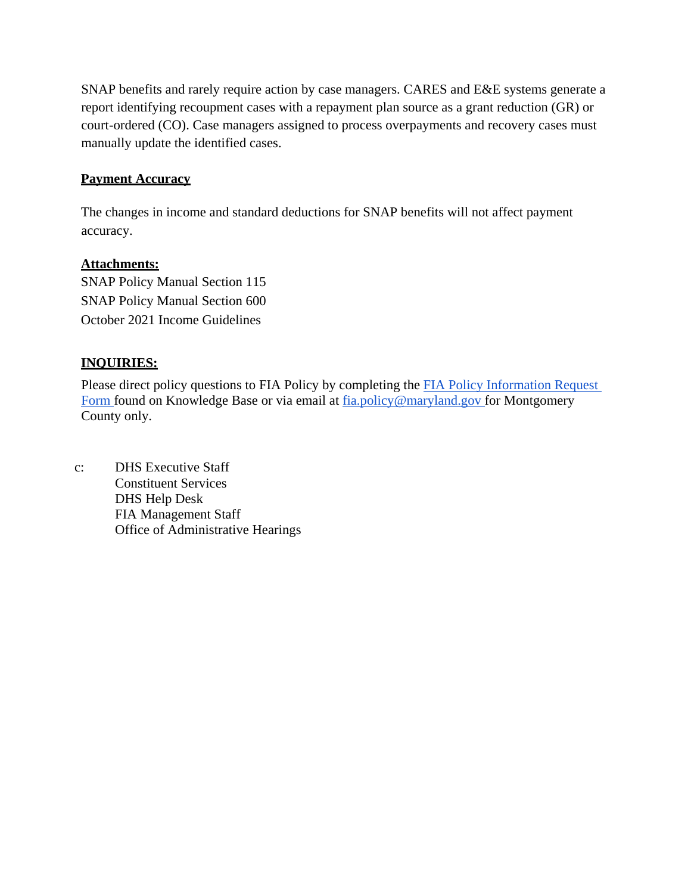SNAP benefits and rarely require action by case managers. CARES and E&E systems generate a report identifying recoupment cases with a repayment plan source as a grant reduction (GR) or court-ordered (CO). Case managers assigned to process overpayments and recovery cases must manually update the identified cases.

**Payment Accuracy**

The changes in income and standard deductions for SNAP benefits will not affect payment accuracy.

**Attachments:**

SNAP Policy Manual Section 115
SNAP Policy Manual Section 600
October 2021 Income Guidelines

**INQUIRIES:**

Please direct policy questions to FIA Policy by completing the [FIA Policy Information Request Form]() found on Knowledge Base or via email at [fia.policy@maryland.gov]() for Montgomery County only.

c: DHS Executive Staff
Constituent Services
DHS Help Desk
FIA Management Staff
Office of Administrative Hearings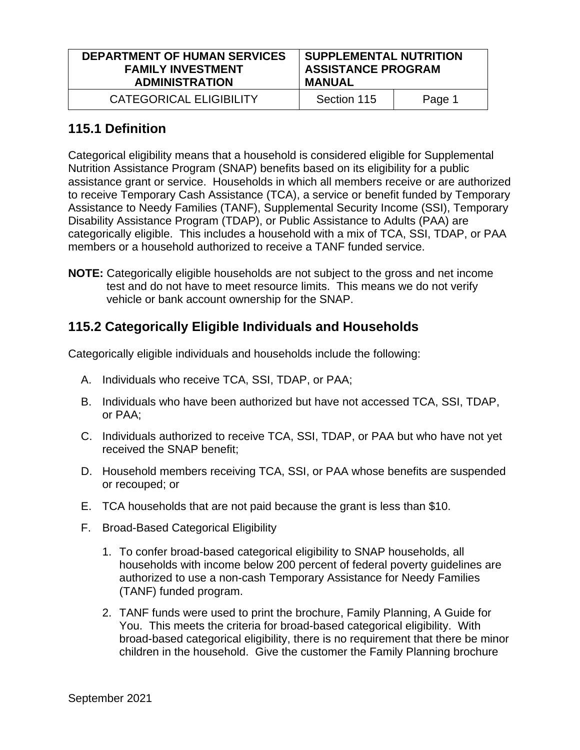## 115.1 Definition

Categorical eligibility means that a household is considered eligible for Supplemental Nutrition Assistance Program (SNAP) benefits based on its eligibility for a public assistance grant or service. Households in which all members receive or are authorized to receive Temporary Cash Assistance (TCA), a service or benefit funded by Temporary Assistance to Needy Families (TANF), Supplemental Security Income (SSI), Temporary Disability Assistance Program (TDAP), or Public Assistance to Adults (PAA) are categorically eligible. This includes a household with a mix of TCA, SSI, TDAP, or PAA members or a household authorized to receive a TANF funded service.

**NOTE:** Categorically eligible households are not subject to the gross and net income test and do not have to meet resource limits. This means we do not verify vehicle or bank account ownership for the SNAP.

## 115.2 Categorically Eligible Individuals and Households

Categorically eligible individuals and households include the following:

A. Individuals who receive TCA, SSI, TDAP, or PAA;

B. Individuals who have been authorized but have not accessed TCA, SSI, TDAP, or PAA;

C. Individuals authorized to receive TCA, SSI, TDAP, or PAA but who have not yet received the SNAP benefit;

D. Household members receiving TCA, SSI, or PAA whose benefits are suspended or recouped; or

E. TCA households that are not paid because the grant is less than $10.

F. Broad-Based Categorical Eligibility

   1. To confer broad-based categorical eligibility to SNAP households, all households with income below 200 percent of federal poverty guidelines are authorized to use a non-cash Temporary Assistance for Needy Families (TANF) funded program.

   2. TANF funds were used to print the brochure, Family Planning, A Guide for You. This meets the criteria for broad-based categorical eligibility. With broad-based categorical eligibility, there is no requirement that there be minor children in the household. Give the customer the Family Planning brochure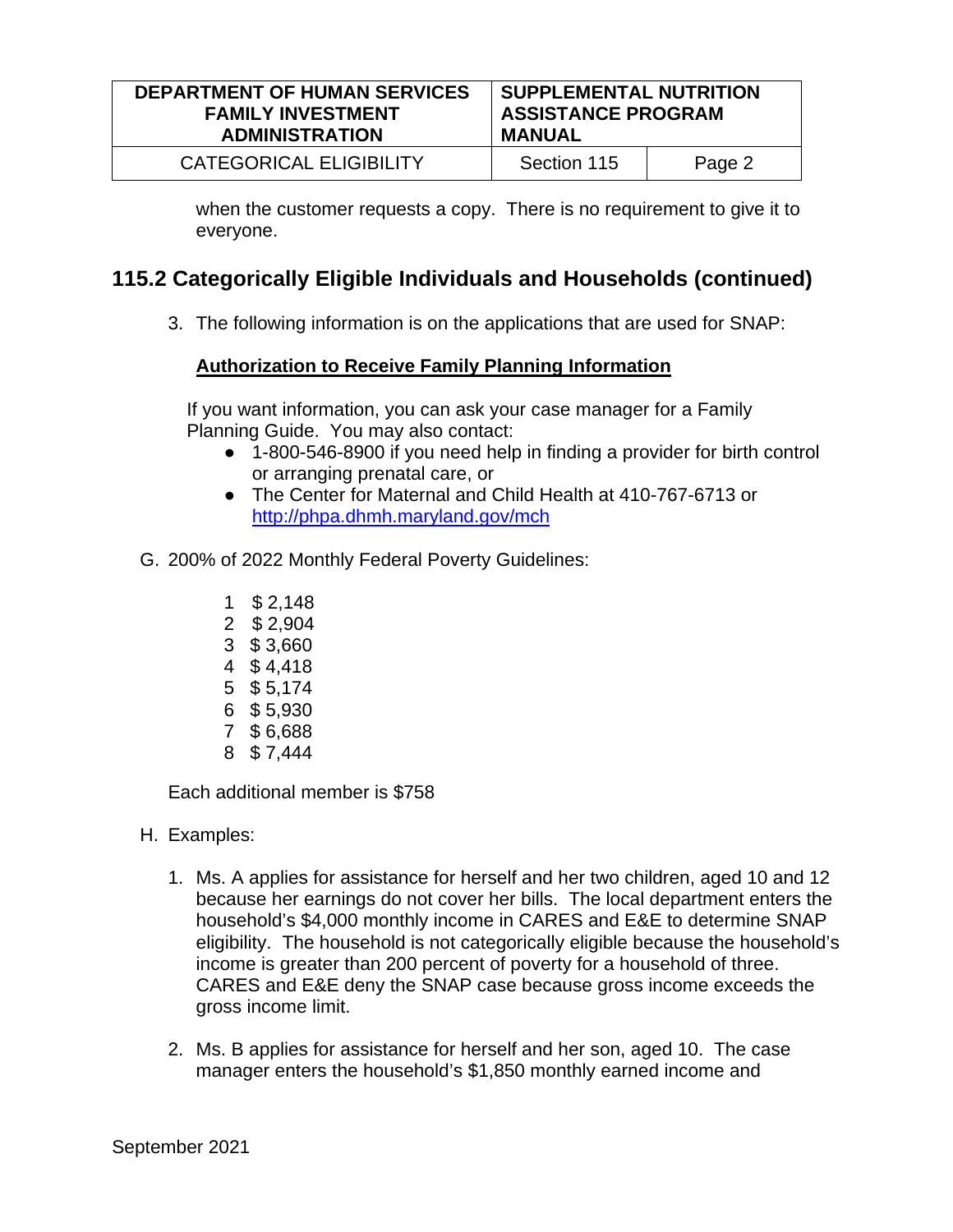when the customer requests a copy. There is no requirement to give it to everyone.

## 115.2 Categorically Eligible Individuals and Households (continued)

3. The following information is on the applications that are used for SNAP:

   **<u>Authorization to Receive Family Planning Information</u>**

   If you want information, you can ask your case manager for a Family Planning Guide. You may also contact:

   - 1-800-546-8900 if you need help in finding a provider for birth control or arranging prenatal care, or
   - The Center for Maternal and Child Health at 410-767-6713 or http://phpa.dhmh.maryland.gov/mch

G. 200% of 2022 Monthly Federal Poverty Guidelines:

| | |
|---|---|
| 1 | $ 2,148 |
| 2 | $ 2,904 |
| 3 | $ 3,660 |
| 4 | $ 4,418 |
| 5 | $ 5,174 |
| 6 | $ 5,930 |
| 7 | $ 6,688 |
| 8 | $ 7,444 |

Each additional member is $758

H. Examples:

1. Ms. A applies for assistance for herself and her two children, aged 10 and 12 because her earnings do not cover her bills. The local department enters the household's $4,000 monthly income in CARES and E&E to determine SNAP eligibility. The household is not categorically eligible because the household's income is greater than 200 percent of poverty for a household of three. CARES and E&E deny the SNAP case because gross income exceeds the gross income limit.

2. Ms. B applies for assistance for herself and her son, aged 10. The case manager enters the household's $1,850 monthly earned income and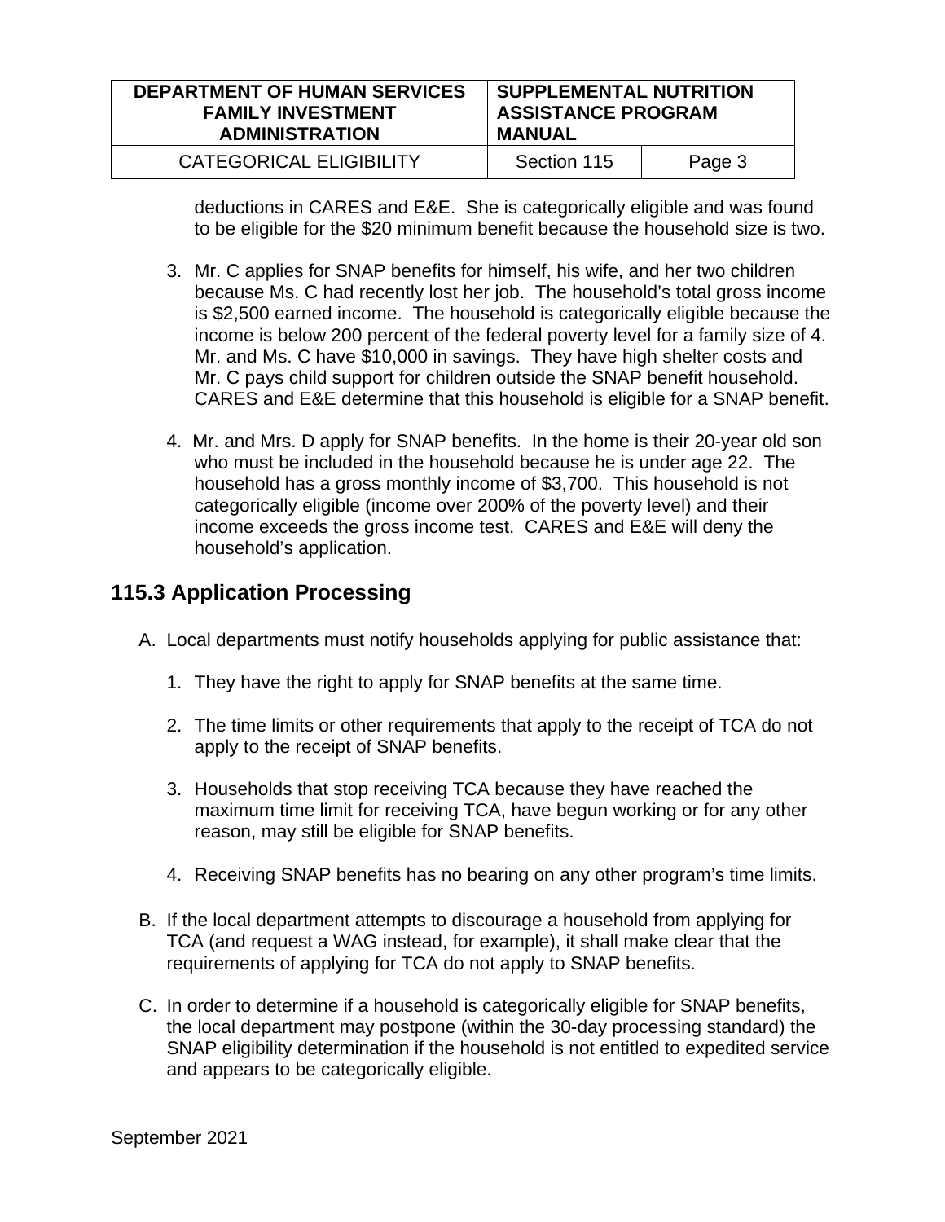deductions in CARES and E&E. She is categorically eligible and was found to be eligible for the $20 minimum benefit because the household size is two.

3. Mr. C applies for SNAP benefits for himself, his wife, and her two children because Ms. C had recently lost her job. The household's total gross income is $2,500 earned income. The household is categorically eligible because the income is below 200 percent of the federal poverty level for a family size of 4. Mr. and Ms. C have $10,000 in savings. They have high shelter costs and Mr. C pays child support for children outside the SNAP benefit household. CARES and E&E determine that this household is eligible for a SNAP benefit.

4. Mr. and Mrs. D apply for SNAP benefits. In the home is their 20-year old son who must be included in the household because he is under age 22. The household has a gross monthly income of $3,700. This household is not categorically eligible (income over 200% of the poverty level) and their income exceeds the gross income test. CARES and E&E will deny the household's application.

## 115.3 Application Processing

A. Local departments must notify households applying for public assistance that:

   1. They have the right to apply for SNAP benefits at the same time.

   2. The time limits or other requirements that apply to the receipt of TCA do not apply to the receipt of SNAP benefits.

   3. Households that stop receiving TCA because they have reached the maximum time limit for receiving TCA, have begun working or for any other reason, may still be eligible for SNAP benefits.

   4. Receiving SNAP benefits has no bearing on any other program's time limits.

B. If the local department attempts to discourage a household from applying for TCA (and request a WAG instead, for example), it shall make clear that the requirements of applying for TCA do not apply to SNAP benefits.

C. In order to determine if a household is categorically eligible for SNAP benefits, the local department may postpone (within the 30-day processing standard) the SNAP eligibility determination if the household is not entitled to expedited service and appears to be categorically eligible.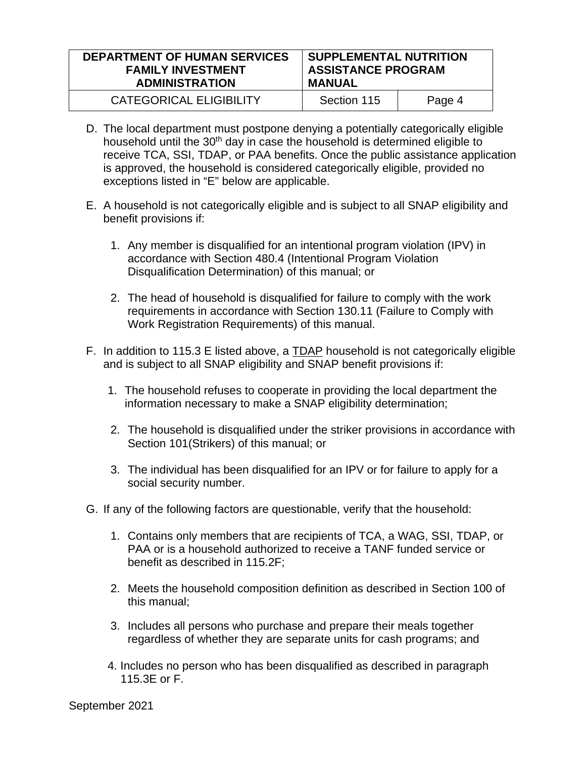D. The local department must postpone denying a potentially categorically eligible household until the 30th day in case the household is determined eligible to receive TCA, SSI, TDAP, or PAA benefits. Once the public assistance application is approved, the household is considered categorically eligible, provided no exceptions listed in "E" below are applicable.

E. A household is not categorically eligible and is subject to all SNAP eligibility and benefit provisions if:

   1. Any member is disqualified for an intentional program violation (IPV) in accordance with Section 480.4 (Intentional Program Violation Disqualification Determination) of this manual; or

   2. The head of household is disqualified for failure to comply with the work requirements in accordance with Section 130.11 (Failure to Comply with Work Registration Requirements) of this manual.

F. In addition to 115.3 E listed above, a TDAP household is not categorically eligible and is subject to all SNAP eligibility and SNAP benefit provisions if:

   1. The household refuses to cooperate in providing the local department the information necessary to make a SNAP eligibility determination;

   2. The household is disqualified under the striker provisions in accordance with Section 101(Strikers) of this manual; or

   3. The individual has been disqualified for an IPV or for failure to apply for a social security number.

G. If any of the following factors are questionable, verify that the household:

   1. Contains only members that are recipients of TCA, a WAG, SSI, TDAP, or PAA or is a household authorized to receive a TANF funded service or benefit as described in 115.2F;

   2. Meets the household composition definition as described in Section 100 of this manual;

   3. Includes all persons who purchase and prepare their meals together regardless of whether they are separate units for cash programs; and

   4. Includes no person who has been disqualified as described in paragraph 115.3E or F.

September 2021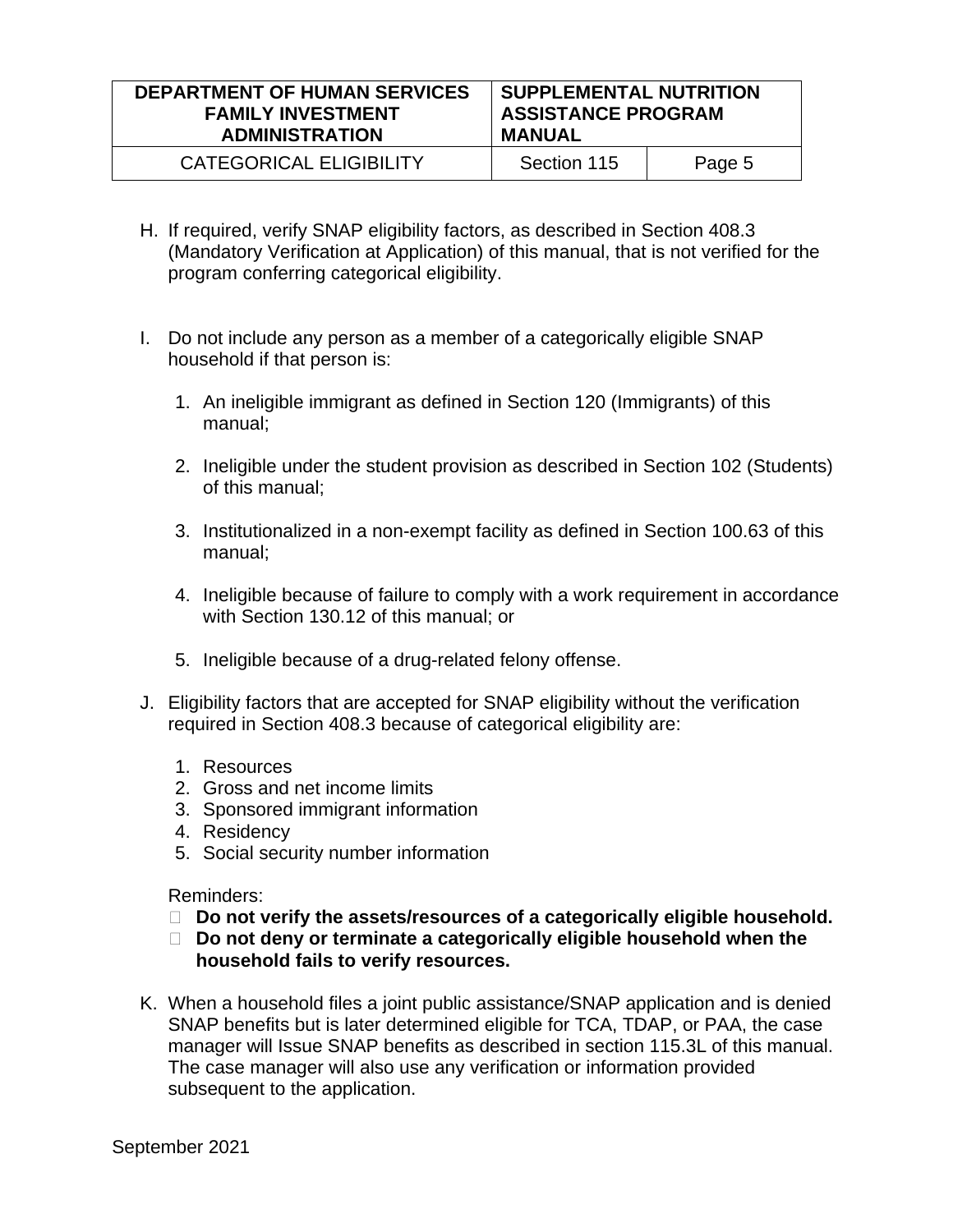H. If required, verify SNAP eligibility factors, as described in Section 408.3 (Mandatory Verification at Application) of this manual, that is not verified for the program conferring categorical eligibility.

I. Do not include any person as a member of a categorically eligible SNAP household if that person is:

   1. An ineligible immigrant as defined in Section 120 (Immigrants) of this manual;

   2. Ineligible under the student provision as described in Section 102 (Students) of this manual;

   3. Institutionalized in a non-exempt facility as defined in Section 100.63 of this manual;

   4. Ineligible because of failure to comply with a work requirement in accordance with Section 130.12 of this manual; or

   5. Ineligible because of a drug-related felony offense.

J. Eligibility factors that are accepted for SNAP eligibility without the verification required in Section 408.3 because of categorical eligibility are:

   1. Resources
   2. Gross and net income limits
   3. Sponsored immigrant information
   4. Residency
   5. Social security number information

   Reminders:

   - **Do not verify the assets/resources of a categorically eligible household.**
   - **Do not deny or terminate a categorically eligible household when the household fails to verify resources.**

K. When a household files a joint public assistance/SNAP application and is denied SNAP benefits but is later determined eligible for TCA, TDAP, or PAA, the case manager will Issue SNAP benefits as described in section 115.3L of this manual. The case manager will also use any verification or information provided subsequent to the application.

September 2021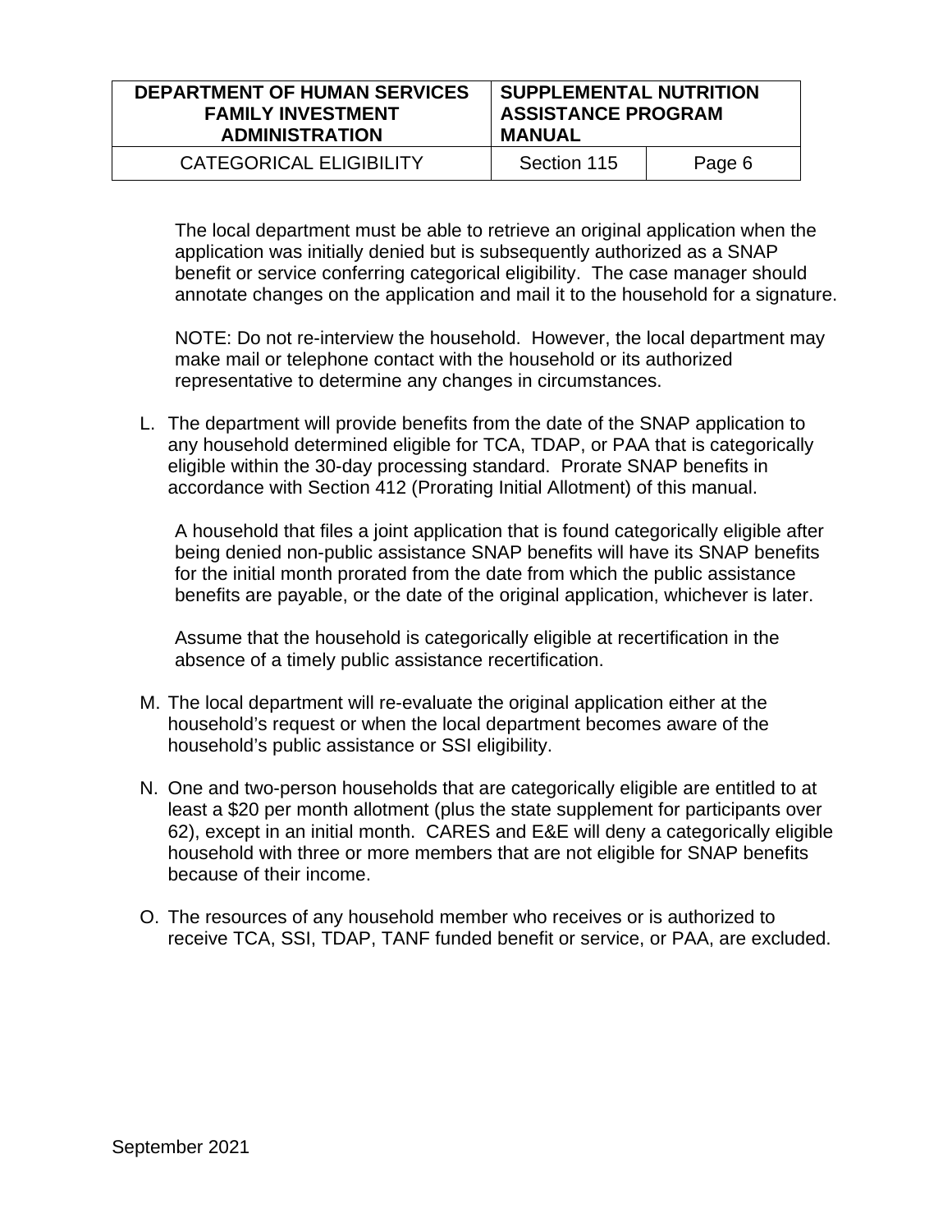The local department must be able to retrieve an original application when the application was initially denied but is subsequently authorized as a SNAP benefit or service conferring categorical eligibility. The case manager should annotate changes on the application and mail it to the household for a signature.

NOTE: Do not re-interview the household. However, the local department may make mail or telephone contact with the household or its authorized representative to determine any changes in circumstances.

L. The department will provide benefits from the date of the SNAP application to any household determined eligible for TCA, TDAP, or PAA that is categorically eligible within the 30-day processing standard. Prorate SNAP benefits in accordance with Section 412 (Prorating Initial Allotment) of this manual.

   A household that files a joint application that is found categorically eligible after being denied non-public assistance SNAP benefits will have its SNAP benefits for the initial month prorated from the date from which the public assistance benefits are payable, or the date of the original application, whichever is later.

   Assume that the household is categorically eligible at recertification in the absence of a timely public assistance recertification.

M. The local department will re-evaluate the original application either at the household's request or when the local department becomes aware of the household's public assistance or SSI eligibility.

N. One and two-person households that are categorically eligible are entitled to at least a $20 per month allotment (plus the state supplement for participants over 62), except in an initial month. CARES and E&E will deny a categorically eligible household with three or more members that are not eligible for SNAP benefits because of their income.

O. The resources of any household member who receives or is authorized to receive TCA, SSI, TDAP, TANF funded benefit or service, or PAA, are excluded.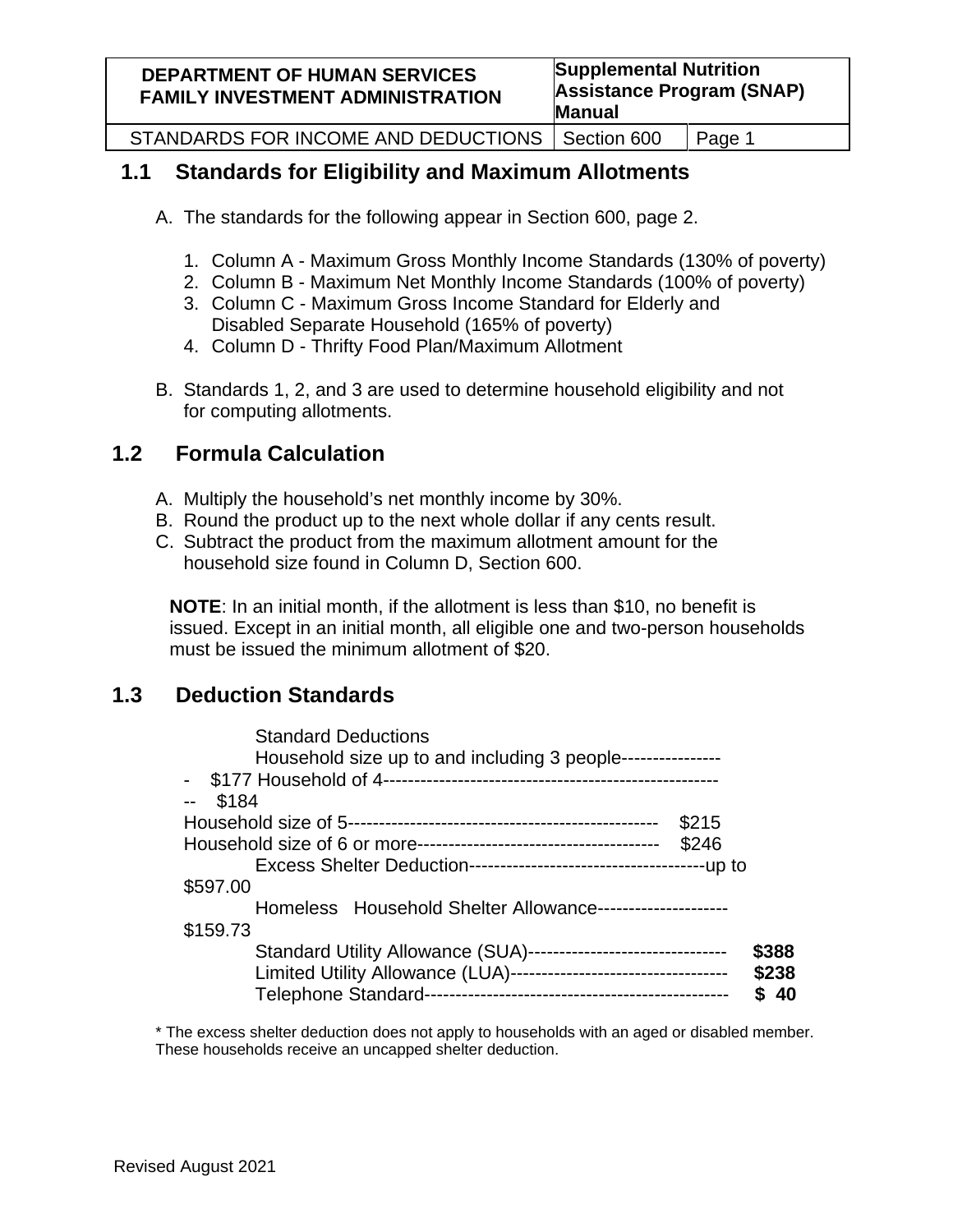## 1.1 Standards for Eligibility and Maximum Allotments

A. The standards for the following appear in Section 600, page 2.

1. Column A - Maximum Gross Monthly Income Standards (130% of poverty)
2. Column B - Maximum Net Monthly Income Standards (100% of poverty)
3. Column C - Maximum Gross Income Standard for Elderly and Disabled Separate Household (165% of poverty)
4. Column D - Thrifty Food Plan/Maximum Allotment

B. Standards 1, 2, and 3 are used to determine household eligibility and not for computing allotments.

## 1.2 Formula Calculation

A. Multiply the household's net monthly income by 30%.
B. Round the product up to the next whole dollar if any cents result.
C. Subtract the product from the maximum allotment amount for the household size found in Column D, Section 600.

**NOTE**: In an initial month, if the allotment is less than $10, no benefit is issued. Except in an initial month, all eligible one and two-person households must be issued the minimum allotment of $20.

## 1.3 Deduction Standards

Standard Deductions

Household size up to and including 3 people------------------ $177
Household of 4-------------------------------------------------------- $184
Household size of 5-------------------------------------------------- $215
Household size of 6 or more-------------------------------------- $246

Excess Shelter Deduction--------------------------------------up to $597.00

Homeless Household Shelter Allowance--------------------- $159.73

Standard Utility Allowance (SUA)-------------------------------- **$388**

Limited Utility Allowance (LUA)----------------------------------- **$238**

Telephone Standard------------------------------------------------ **$ 40**

* The excess shelter deduction does not apply to households with an aged or disabled member. These households receive an uncapped shelter deduction.

Revised August 2021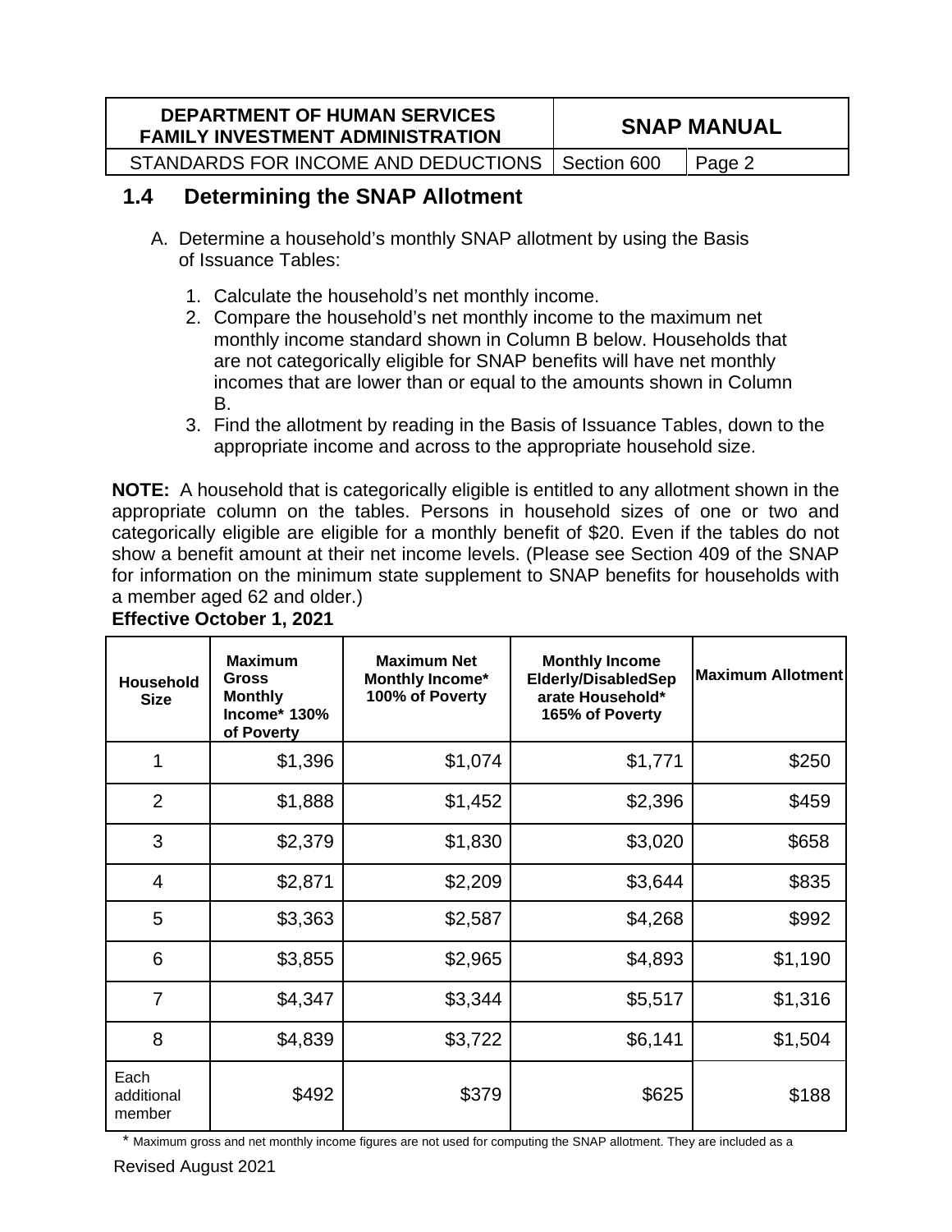## 1.4 Determining the SNAP Allotment

A. Determine a household's monthly SNAP allotment by using the Basis of Issuance Tables:

1. Calculate the household's net monthly income.
2. Compare the household's net monthly income to the maximum net monthly income standard shown in Column B below. Households that are not categorically eligible for SNAP benefits will have net monthly incomes that are lower than or equal to the amounts shown in Column B.
3. Find the allotment by reading in the Basis of Issuance Tables, down to the appropriate income and across to the appropriate household size.

**NOTE:** A household that is categorically eligible is entitled to any allotment shown in the appropriate column on the tables. Persons in household sizes of one or two and categorically eligible are eligible for a monthly benefit of $20. Even if the tables do not show a benefit amount at their net income levels. (Please see Section 409 of the SNAP for information on the minimum state supplement to SNAP benefits for households with a member aged 62 and older.)

**Effective October 1, 2021**

| Household Size | Maximum Gross Monthly Income* 130% of Poverty | Maximum Net Monthly Income* 100% of Poverty | Monthly Income Elderly/DisabledSeparate Household* 165% of Poverty | Maximum Allotment |
|---|---|---|---|---|
| 1 | $1,396 | $1,074 | $1,771 | $250 |
| 2 | $1,888 | $1,452 | $2,396 | $459 |
| 3 | $2,379 | $1,830 | $3,020 | $658 |
| 4 | $2,871 | $2,209 | $3,644 | $835 |
| 5 | $3,363 | $2,587 | $4,268 | $992 |
| 6 | $3,855 | $2,965 | $4,893 | $1,190 |
| 7 | $4,347 | $3,344 | $5,517 | $1,316 |
| 8 | $4,839 | $3,722 | $6,141 | $1,504 |
| Each additional member | $492 | $379 | $625 | $188 |

* Maximum gross and net monthly income figures are not used for computing the SNAP allotment. They are included as a

Revised August 2021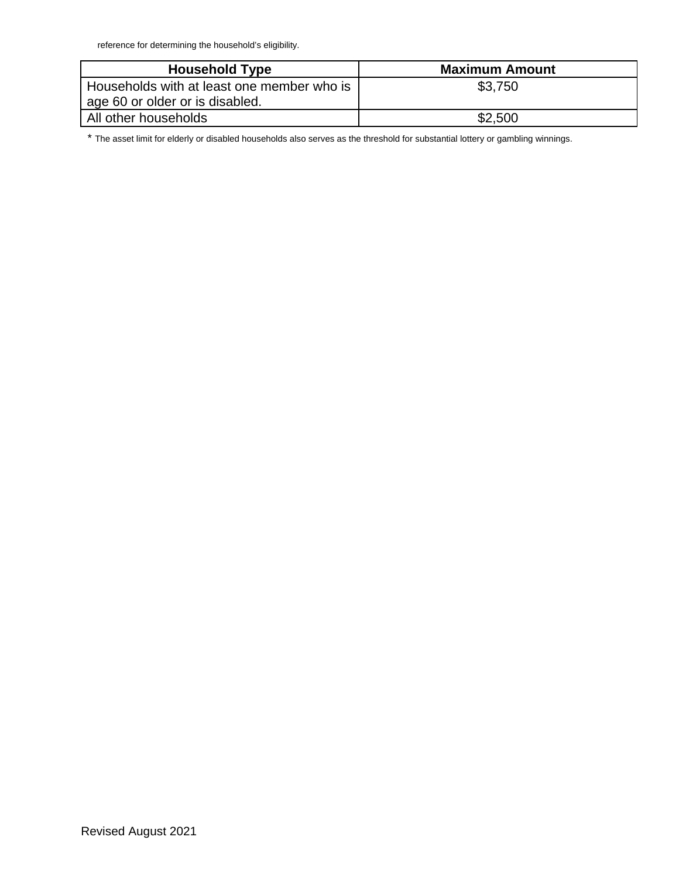reference for determining the household's eligibility.

| Household Type | Maximum Amount |
| --- | --- |
| Households with at least one member who is age 60 or older or is disabled. | $3,750 |
| All other households | $2,500 |

* The asset limit for elderly or disabled households also serves as the threshold for substantial lottery or gambling winnings.

Revised August 2021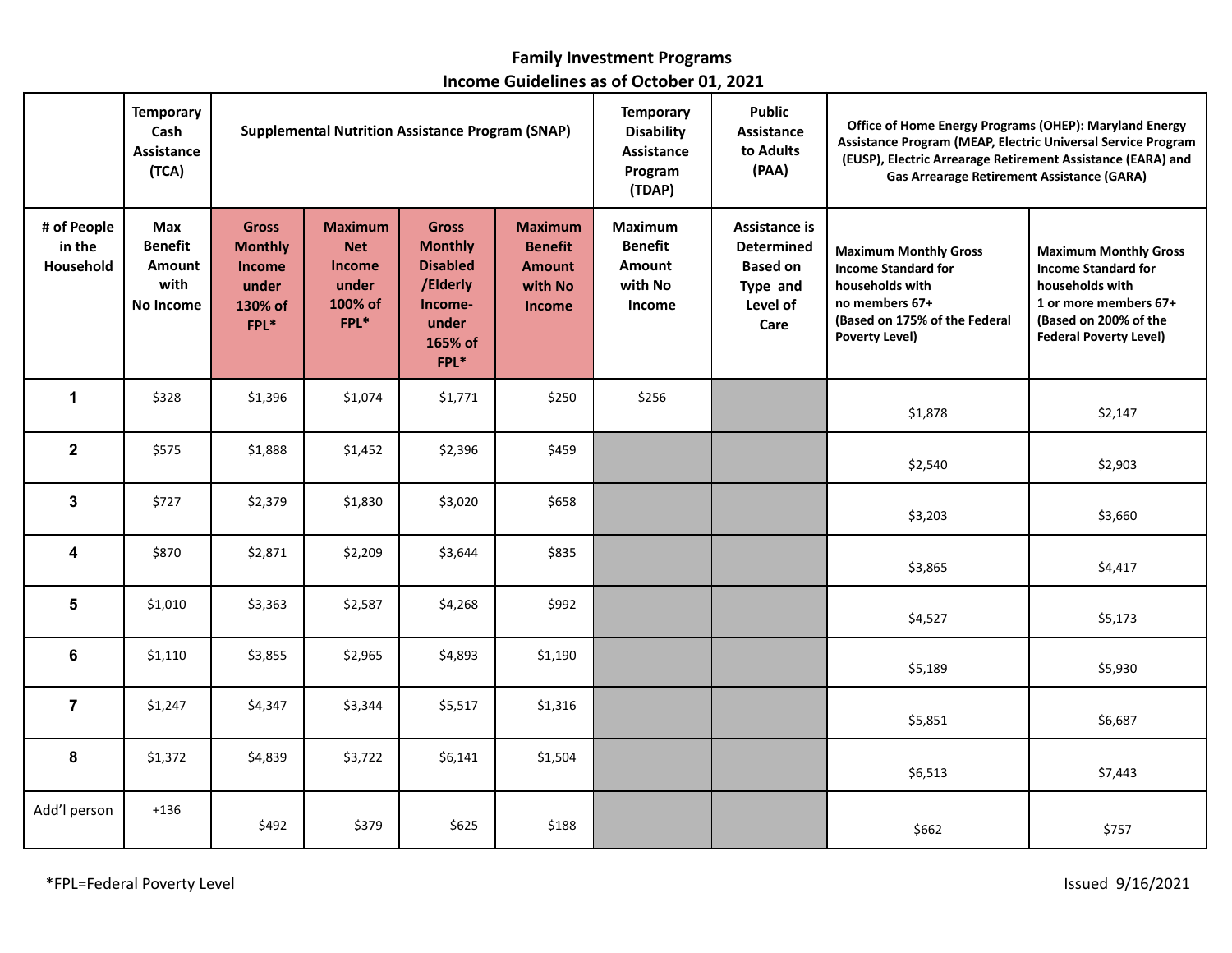**Family Investment Programs**
**Income Guidelines as of October 01, 2021**

| | Temporary Cash Assistance (TCA) | Supplemental Nutrition Assistance Program (SNAP) | | | | Temporary Disability Assistance Program (TDAP) | Public Assistance to Adults (PAA) | Office of Home Energy Programs (OHEP): Maryland Energy Assistance Program (MEAP, Electric Universal Service Program (EUSP), Electric Arrearage Retirement Assistance (EARA) and Gas Arrearage Retirement Assistance (GARA) | |
|---|---|---|---|---|---|---|---|---|---|
| # of People in the Household | Max Benefit Amount with No Income | Gross Monthly Income under 130% of FPL* | Maximum Net Income under 100% of FPL* | Gross Monthly Disabled /Elderly Income- under 165% of FPL* | Maximum Benefit Amount with No Income | Maximum Benefit Amount with No Income | Assistance is Determined Based on Type and Level of Care | Maximum Monthly Gross Income Standard for households with no members 67+ (Based on 175% of the Federal Poverty Level) | Maximum Monthly Gross Income Standard for households with 1 or more members 67+ (Based on 200% of the Federal Poverty Level) |
| 1 | $328 | $1,396 | $1,074 | $1,771 | $250 | $256 | | $1,878 | $2,147 |
| 2 | $575 | $1,888 | $1,452 | $2,396 | $459 | | | $2,540 | $2,903 |
| 3 | $727 | $2,379 | $1,830 | $3,020 | $658 | | | $3,203 | $3,660 |
| 4 | $870 | $2,871 | $2,209 | $3,644 | $835 | | | $3,865 | $4,417 |
| 5 | $1,010 | $3,363 | $2,587 | $4,268 | $992 | | | $4,527 | $5,173 |
| 6 | $1,110 | $3,855 | $2,965 | $4,893 | $1,190 | | | $5,189 | $5,930 |
| 7 | $1,247 | $4,347 | $3,344 | $5,517 | $1,316 | | | $5,851 | $6,687 |
| 8 | $1,372 | $4,839 | $3,722 | $6,141 | $1,504 | | | $6,513 | $7,443 |
| Add'l person | +136 | $492 | $379 | $625 | $188 | | | $662 | $757 |

*FPL=Federal Poverty Level

Issued 9/16/2021